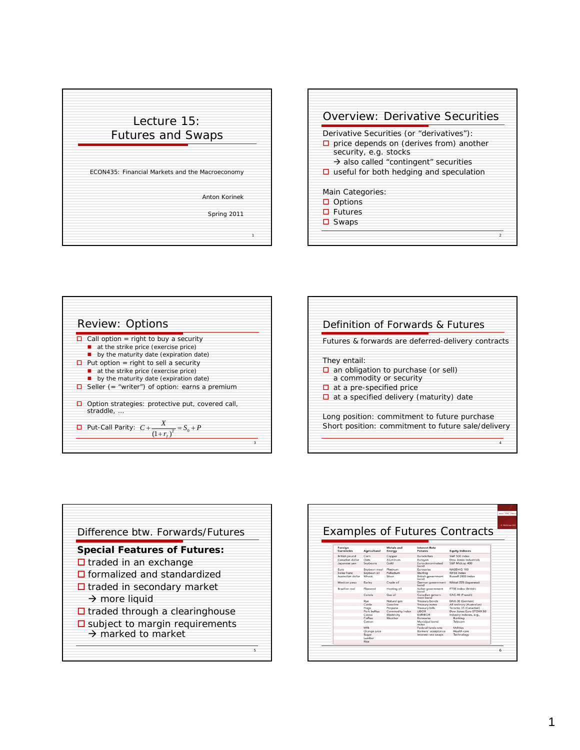# Lecture 15: Futures and Swaps

ECON435: Financial Markets and the Macroeconomy

Anton Korinek

Spring 2011

## Overview: Derivative Securities

Derivative Securities (or "derivatives"):

- price depends on (derives from) another security, e.g. stocks
  → also called "contingent" securities
- useful for both hedging and speculation

Main Categories:

- Options
- Futures
- Swaps

## Review: Options

- Call option = right to buy a security
  - at the strike price (exercise price)
  - by the maturity date (expiration date)
- Put option = right to sell a security
  - at the strike price (exercise price)
  - by the maturity date (expiration date)
- Seller (= "writer") of option: earns a premium
- Option strategies: protective put, covered call, straddle, …
- Put-Call Parity: $C + \frac{X}{(1+r_f)^T} = S_0 + P$

## Definition of Forwards & Futures

Futures & forwards are deferred-delivery contracts

They entail:

- an obligation to purchase (or sell) a commodity or security
- at a pre-specified price
- at a specified delivery (maturity) date

Long position: commitment to future purchase
Short position: commitment to future sale/delivery

## Difference btw. Forwards/Futures

**Special Features of Futures:**

- traded in an exchange
- formalized and standardized
- traded in secondary market
  → more liquid
- traded through a clearinghouse
- subject to margin requirements
  → marked to market

## Examples of Futures Contracts

| Foreign Currencies | Agricultural | Metals and Energy | Interest Rate Futures | Equity Indexes |
|---|---|---|---|---|
| British pound | Corn | Copper | Eurodollars | S&P 500 index |
| Canadian dollar | Oats | Aluminum | Euroyen | Dow Jones Industrials |
| Japanese yen | Soybeans | Gold | Euro-denominated bond | S&P Midcap 400 |
| Euro | Soybean meal | Platinum | Euroswiss | NASDAQ 100 |
| Swiss franc | Soybean oil | Palladium | Sterling | NYSE index |
| Australian dollar | Wheat | Silver | British government bond | Russell 2000 index |
| Mexican peso | Barley | Crude oil | German government bond | Nikkei 225 (Japanese) |
| Brazilian real | Flaxseed | Heating oil | Italian government bond | FTSE index (British) |
| | Canola | Gas oil | Canadian government bond | CAC-40 (French) |
| | Rye | Natural gas | Treasury bonds | DAX-30 (German) |
| | Cattle | Gasoline | Treasury notes | All ordinary (Australian) |
| | Hogs | Propane | Treasury bills | Toronto 35 (Canadian) |
| | Pork bellies | Commodity index | LIBOR | Dow Jones Euro STOXX 50 |
| | Cocoa | Electricity | EURIBOR | Industry indexes, e.g., |
| | Coffee | Weather | Euroswiss | Banking |
| | Cotton | | Municipal bond index | Telecom |
| | Milk | | Federal funds rate | Utilities |
| | Orange juice | | Bankers' acceptance | Health care |
| | Sugar | | Interest rate swaps | Technology |
| | Lumber | | | |
| | Rice | | | |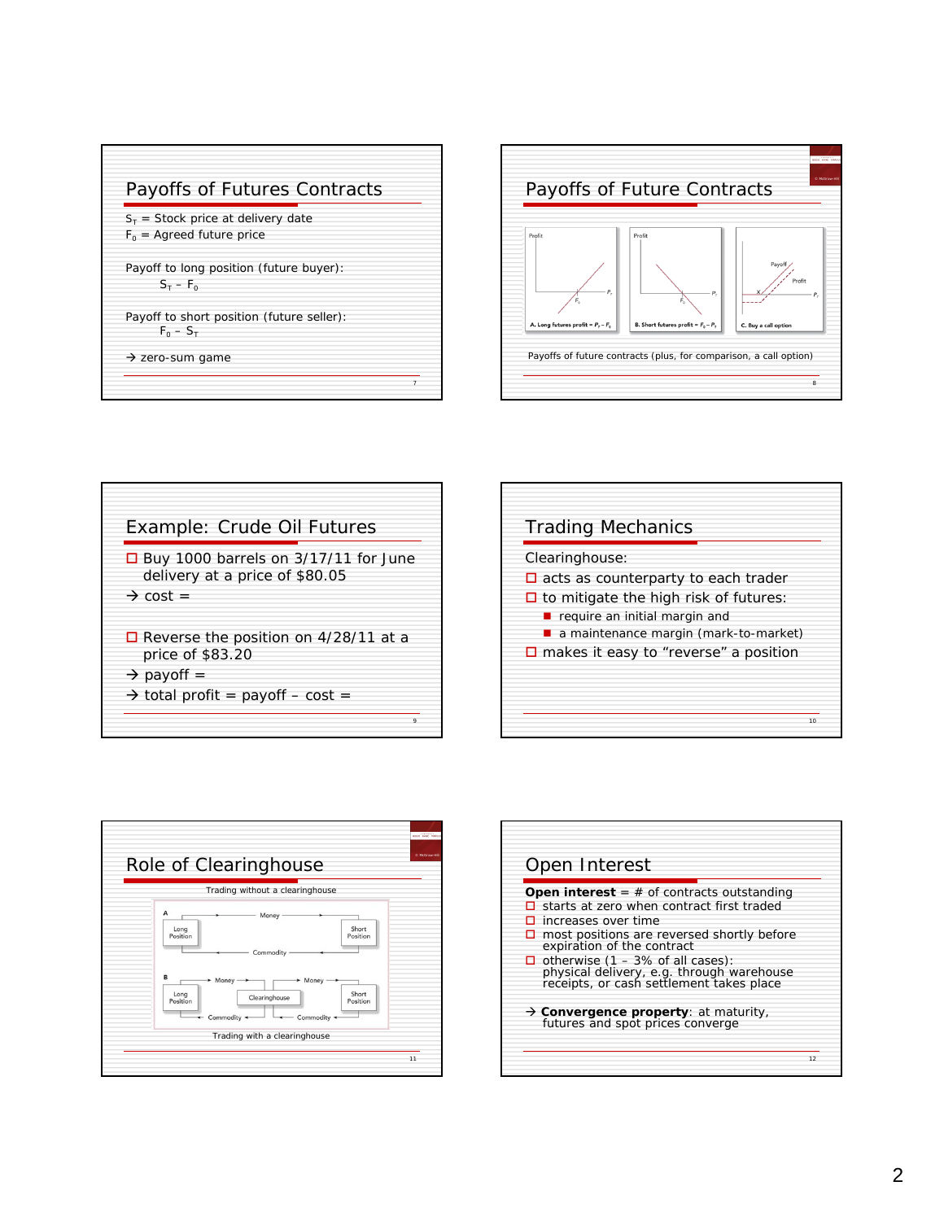## Payoffs of Futures Contracts

$S_T$ = Stock price at delivery date
$F_0$ = Agreed future price

Payoff to long position (future buyer):
$S_T - F_0$

Payoff to short position (future seller):
$F_0 - S_T$

→ zero-sum game

## Payoffs of Future Contracts

A. Long futures profit = $P_T - F_0$

B. Short futures profit = $F_0 - P_T$

C. Buy a call option

Payoffs of future contracts (plus, for comparison, a call option)

## Example: Crude Oil Futures

- Buy 1000 barrels on 3/17/11 for June delivery at a price of $80.05

→ cost =

- Reverse the position on 4/28/11 at a price of $83.20

→ payoff =

→ total profit = payoff – cost =

## Trading Mechanics

Clearinghouse:

- acts as counterparty to each trader
- to mitigate the high risk of futures:
  - require an initial margin and
  - a maintenance margin (mark-to-market)
- makes it easy to "reverse" a position

## Role of Clearinghouse

Trading without a clearinghouse

A: Long Position —Money— Short Position; Commodity

B: Long Position —Money→ Clearinghouse —Money→ Short Position; Commodity

Trading with a clearinghouse

## Open Interest

**Open interest** = # of contracts outstanding

- starts at zero when contract first traded
- increases over time
- most positions are reversed shortly before expiration of the contract
- otherwise (1 – 3% of all cases): physical delivery, e.g. through warehouse receipts, or cash settlement takes place

→ **Convergence property**: at maturity, futures and spot prices converge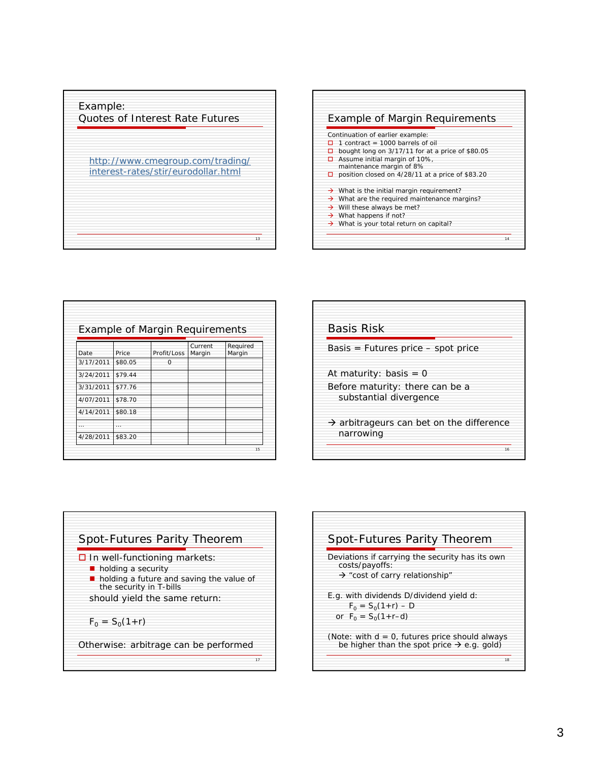## Example: Quotes of Interest Rate Futures

http://www.cmegroup.com/trading/interest-rates/stir/eurodollar.html

## Example of Margin Requirements

Continuation of earlier example:

- 1 contract = 1000 barrels of oil
- bought long on 3/17/11 for at a price of $80.05
- Assume initial margin of 10%, maintenance margin of 8%
- position closed on 4/28/11 at a price of $83.20

→ What is the initial margin requirement?
→ What are the required maintenance margins?
→ Will these always be met?
→ What happens if not?
→ What is your total return on capital?

## Example of Margin Requirements

| Date | Price | Profit/Loss | Current Margin | Required Margin |
|---|---|---|---|---|
| 3/17/2011 | $80.05 | 0 | | |
| 3/24/2011 | $79.44 | | | |
| 3/31/2011 | $77.76 | | | |
| 4/07/2011 | $78.70 | | | |
| 4/14/2011 | $80.18 | | | |
| … | … | | | |
| 4/28/2011 | $83.20 | | | |

## Basis Risk

Basis = Futures price – spot price

At maturity: basis = 0

Before maturity: there can be a substantial divergence

→ arbitrageurs can bet on the difference narrowing

## Spot-Futures Parity Theorem

- In well-functioning markets:
  - holding a security
  - holding a future and saving the value of the security in T-bills

  should yield the same return:

  $F_0 = S_0(1+r)$

Otherwise: arbitrage can be performed

## Spot-Futures Parity Theorem

Deviations if carrying the security has its own costs/payoffs:

→ "cost of carry relationship"

E.g. with dividends D/dividend yield d:

$F_0 = S_0(1+r) - D$

or $F_0 = S_0(1+r-d)$

(Note: with d = 0, futures price should always be higher than the spot price → e.g. gold)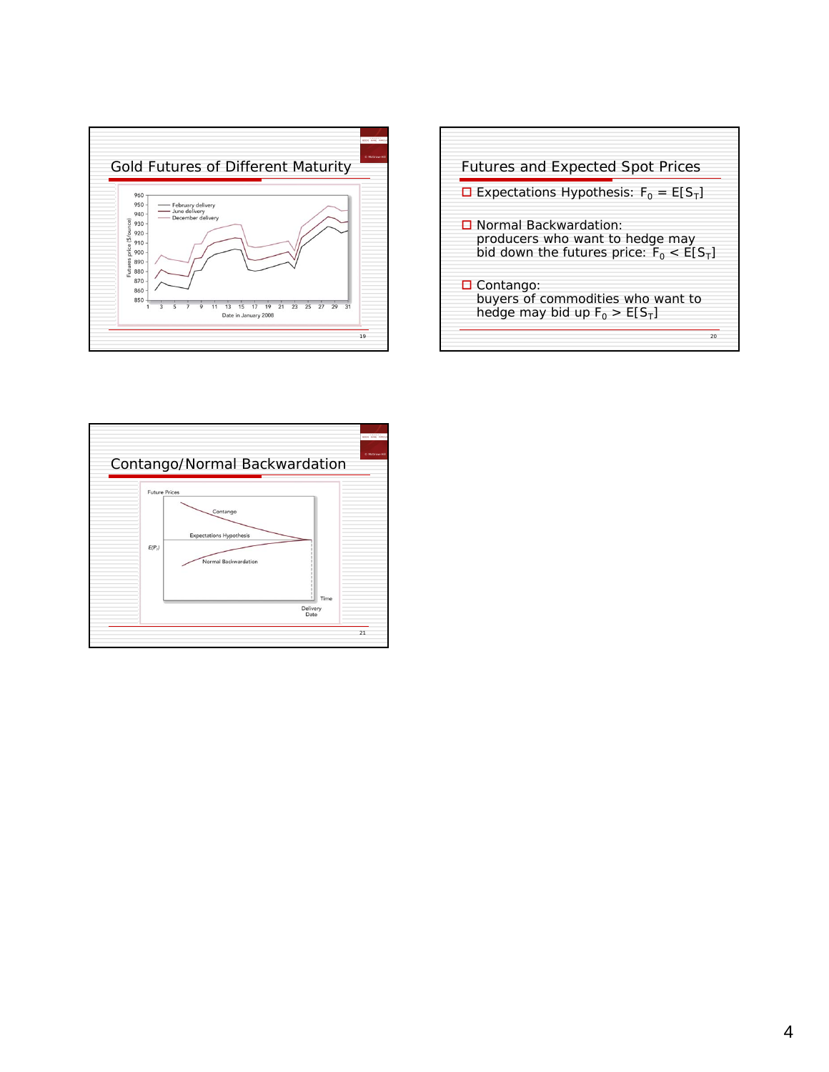## Gold Futures of Different Maturity

960
950
940
930
920
910
900
890
880
870
860
850

Futures price ($/ounce)

— February delivery
— June delivery
— December delivery

1 3 5 7 9 11 13 15 17 19 21 23 25 27 29 31

Date in January 2008

## Futures and Expected Spot Prices

- Expectations Hypothesis: $F_0 = E[S_T]$
- Normal Backwardation: producers who want to hedge may bid down the futures price: $F_0 < E[S_T]$
- Contango: buyers of commodities who want to hedge may bid up $F_0 > E[S_T]$

## Contango/Normal Backwardation

Future Prices

Contango

Expectations Hypothesis

$E(P_T)$

Normal Backwardation

Time

Delivery Date